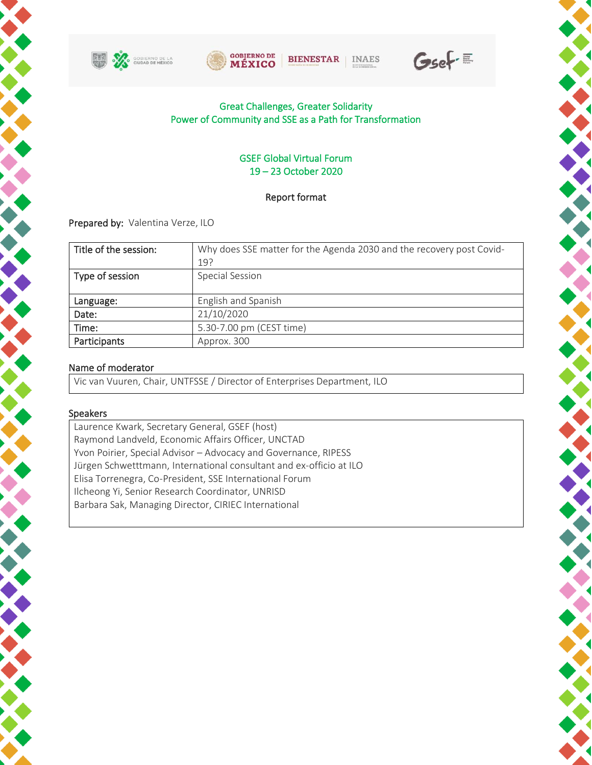Great Challenges, Greater Solidarity
Power of Community and SSE as a Path for Transformation

GSEF Global Virtual Forum
19 – 23 October 2020

Report format

**Prepared by:** Valentina Verze, ILO

| Title of the session: | Why does SSE matter for the Agenda 2030 and the recovery post Covid-19? |
|---|---|
| Type of session | Special Session |
| Language: | English and Spanish |
| Date: | 21/10/2020 |
| Time: | 5.30-7.00 pm (CEST time) |
| Participants | Approx. 300 |

### Name of moderator

Vic van Vuuren, Chair, UNTFSSE / Director of Enterprises Department, ILO

### Speakers

Laurence Kwark, Secretary General, GSEF (host)
Raymond Landveld, Economic Affairs Officer, UNCTAD
Yvon Poirier, Special Advisor – Advocacy and Governance, RIPESS
Jürgen Schwetttmann, International consultant and ex-officio at ILO
Elisa Torrenegra, Co-President, SSE International Forum
Ilcheong Yi, Senior Research Coordinator, UNRISD
Barbara Sak, Managing Director, CIRIEC International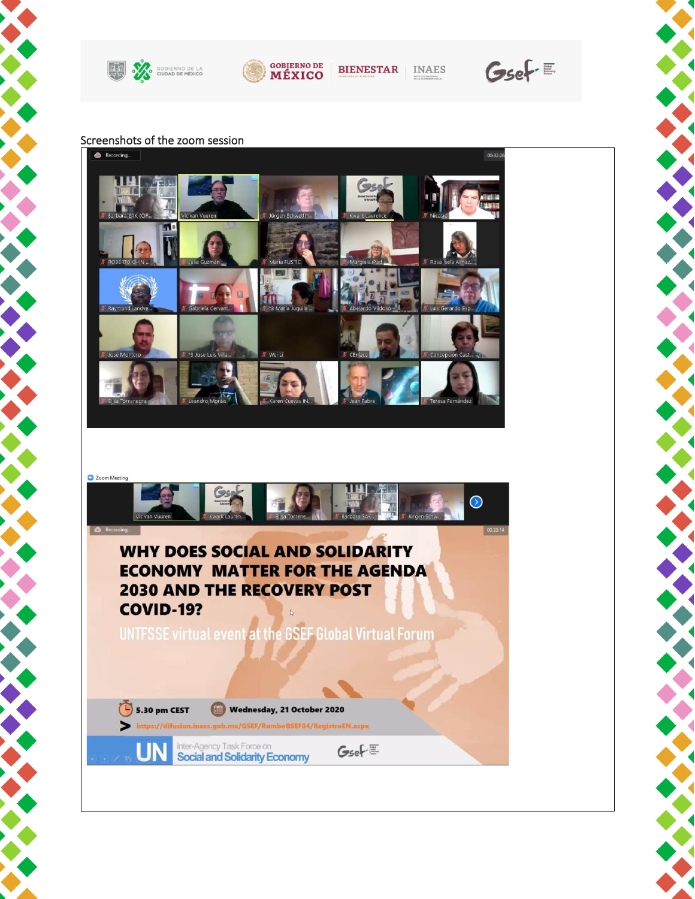Screenshots of the zoom session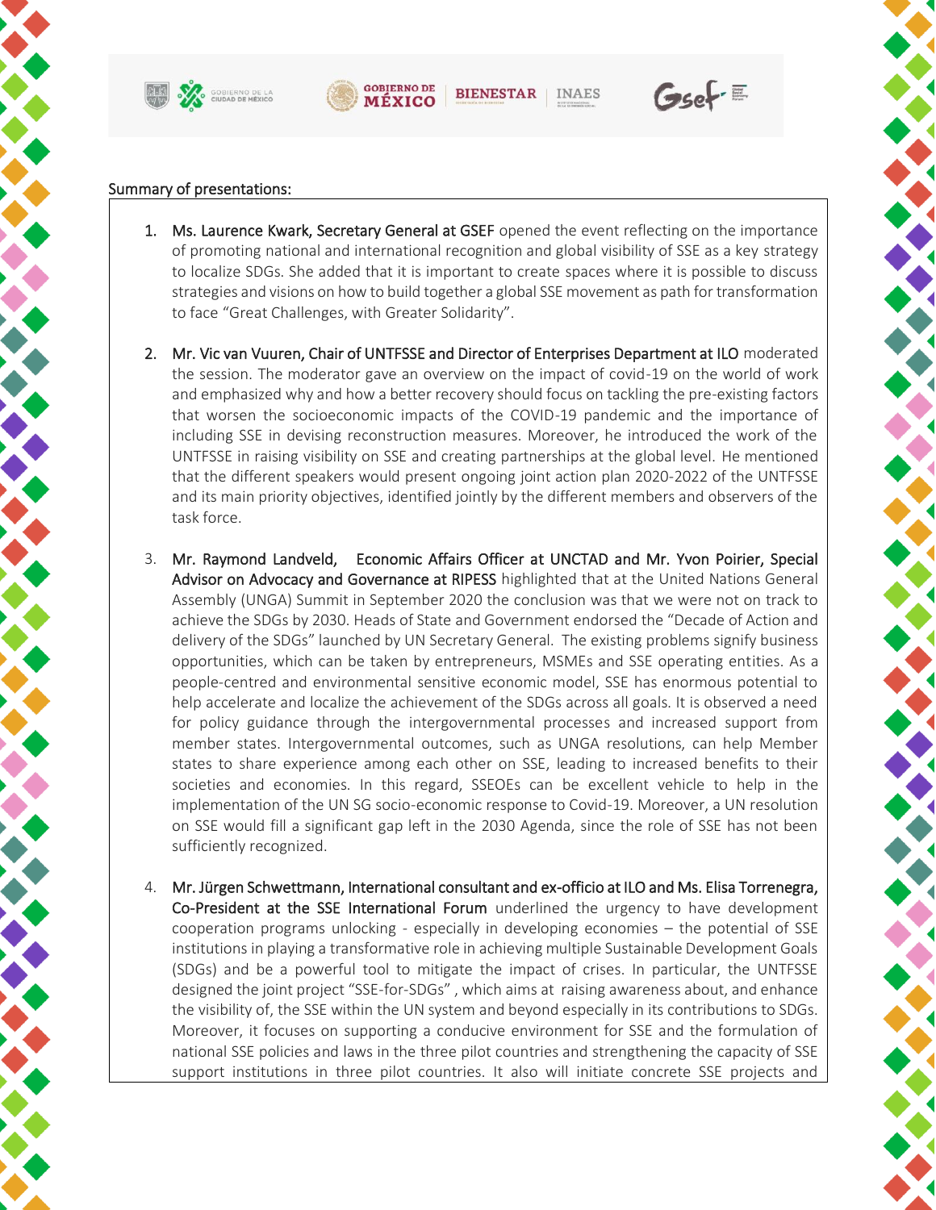Summary of presentations:

1. **Ms. Laurence Kwark, Secretary General at GSEF** opened the event reflecting on the importance of promoting national and international recognition and global visibility of SSE as a key strategy to localize SDGs. She added that it is important to create spaces where it is possible to discuss strategies and visions on how to build together a global SSE movement as path for transformation to face "Great Challenges, with Greater Solidarity".

2. **Mr. Vic van Vuuren, Chair of UNTFSSE and Director of Enterprises Department at ILO** moderated the session. The moderator gave an overview on the impact of covid-19 on the world of work and emphasized why and how a better recovery should focus on tackling the pre-existing factors that worsen the socioeconomic impacts of the COVID-19 pandemic and the importance of including SSE in devising reconstruction measures. Moreover, he introduced the work of the UNTFSSE in raising visibility on SSE and creating partnerships at the global level. He mentioned that the different speakers would present ongoing joint action plan 2020-2022 of the UNTFSSE and its main priority objectives, identified jointly by the different members and observers of the task force.

3. **Mr. Raymond Landveld, Economic Affairs Officer at UNCTAD and Mr. Yvon Poirier, Special Advisor on Advocacy and Governance at RIPESS** highlighted that at the United Nations General Assembly (UNGA) Summit in September 2020 the conclusion was that we were not on track to achieve the SDGs by 2030. Heads of State and Government endorsed the "Decade of Action and delivery of the SDGs" launched by UN Secretary General. The existing problems signify business opportunities, which can be taken by entrepreneurs, MSMEs and SSE operating entities. As a people-centred and environmental sensitive economic model, SSE has enormous potential to help accelerate and localize the achievement of the SDGs across all goals. It is observed a need for policy guidance through the intergovernmental processes and increased support from member states. Intergovernmental outcomes, such as UNGA resolutions, can help Member states to share experience among each other on SSE, leading to increased benefits to their societies and economies. In this regard, SSEOEs can be excellent vehicle to help in the implementation of the UN SG socio-economic response to Covid-19. Moreover, a UN resolution on SSE would fill a significant gap left in the 2030 Agenda, since the role of SSE has not been sufficiently recognized.

4. **Mr. Jürgen Schwettmann, International consultant and ex-officio at ILO and Ms. Elisa Torrenegra, Co-President at the SSE International Forum** underlined the urgency to have development cooperation programs unlocking - especially in developing economies – the potential of SSE institutions in playing a transformative role in achieving multiple Sustainable Development Goals (SDGs) and be a powerful tool to mitigate the impact of crises. In particular, the UNTFSSE designed the joint project "SSE-for-SDGs" , which aims at raising awareness about, and enhance the visibility of, the SSE within the UN system and beyond especially in its contributions to SDGs. Moreover, it focuses on supporting a conducive environment for SSE and the formulation of national SSE policies and laws in the three pilot countries and strengthening the capacity of SSE support institutions in three pilot countries. It also will initiate concrete SSE projects and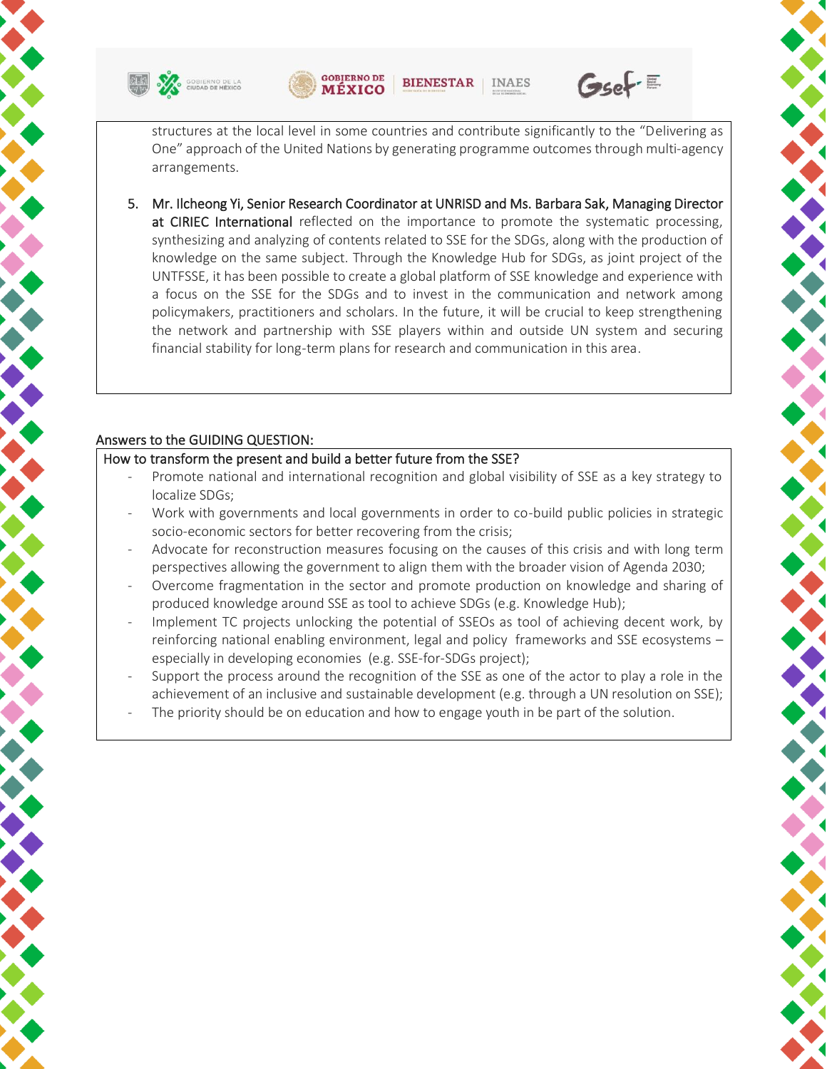structures at the local level in some countries and contribute significantly to the "Delivering as One" approach of the United Nations by generating programme outcomes through multi-agency arrangements.

5. **Mr. Ilcheong Yi, Senior Research Coordinator at UNRISD and Ms. Barbara Sak, Managing Director at CIRIEC International** reflected on the importance to promote the systematic processing, synthesizing and analyzing of contents related to SSE for the SDGs, along with the production of knowledge on the same subject. Through the Knowledge Hub for SDGs, as joint project of the UNTFSSE, it has been possible to create a global platform of SSE knowledge and experience with a focus on the SSE for the SDGs and to invest in the communication and network among policymakers, practitioners and scholars. In the future, it will be crucial to keep strengthening the network and partnership with SSE players within and outside UN system and securing financial stability for long-term plans for research and communication in this area.

Answers to the GUIDING QUESTION:

How to transform the present and build a better future from the SSE?

- Promote national and international recognition and global visibility of SSE as a key strategy to localize SDGs;
- Work with governments and local governments in order to co-build public policies in strategic socio-economic sectors for better recovering from the crisis;
- Advocate for reconstruction measures focusing on the causes of this crisis and with long term perspectives allowing the government to align them with the broader vision of Agenda 2030;
- Overcome fragmentation in the sector and promote production on knowledge and sharing of produced knowledge around SSE as tool to achieve SDGs (e.g. Knowledge Hub);
- Implement TC projects unlocking the potential of SSEOs as tool of achieving decent work, by reinforcing national enabling environment, legal and policy frameworks and SSE ecosystems – especially in developing economies (e.g. SSE-for-SDGs project);
- Support the process around the recognition of the SSE as one of the actor to play a role in the achievement of an inclusive and sustainable development (e.g. through a UN resolution on SSE);
- The priority should be on education and how to engage youth in be part of the solution.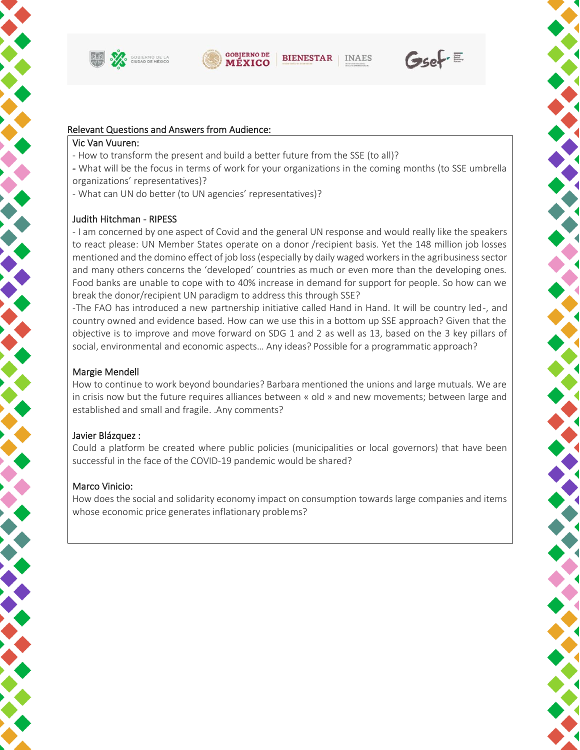Relevant Questions and Answers from Audience:

Vic Van Vuuren:

- How to transform the present and build a better future from the SSE (to all)?
- What will be the focus in terms of work for your organizations in the coming months (to SSE umbrella organizations' representatives)?
- What can UN do better (to UN agencies' representatives)?

Judith Hitchman - RIPESS

- I am concerned by one aspect of Covid and the general UN response and would really like the speakers to react please: UN Member States operate on a donor /recipient basis. Yet the 148 million job losses mentioned and the domino effect of job loss (especially by daily waged workers in the agribusiness sector and many others concerns the 'developed' countries as much or even more than the developing ones. Food banks are unable to cope with to 40% increase in demand for support for people. So how can we break the donor/recipient UN paradigm to address this through SSE?

-The FAO has introduced a new partnership initiative called Hand in Hand. It will be country led-, and country owned and evidence based. How can we use this in a bottom up SSE approach? Given that the objective is to improve and move forward on SDG 1 and 2 as well as 13, based on the 3 key pillars of social, environmental and economic aspects... Any ideas? Possible for a programmatic approach?

Margie Mendell

How to continue to work beyond boundaries? Barbara mentioned the unions and large mutuals. We are in crisis now but the future requires alliances between « old » and new movements; between large and established and small and fragile. .Any comments?

Javier Blázquez :

Could a platform be created where public policies (municipalities or local governors) that have been successful in the face of the COVID-19 pandemic would be shared?

Marco Vinicio:

How does the social and solidarity economy impact on consumption towards large companies and items whose economic price generates inflationary problems?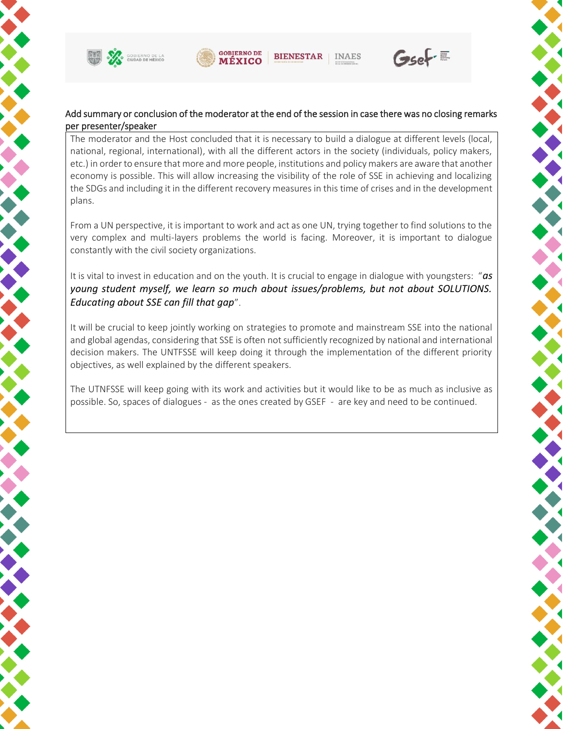Add summary or conclusion of the moderator at the end of the session in case there was no closing remarks per presenter/speaker

The moderator and the Host concluded that it is necessary to build a dialogue at different levels (local, national, regional, international), with all the different actors in the society (individuals, policy makers, etc.) in order to ensure that more and more people, institutions and policy makers are aware that another economy is possible. This will allow increasing the visibility of the role of SSE in achieving and localizing the SDGs and including it in the different recovery measures in this time of crises and in the development plans.

From a UN perspective, it is important to work and act as one UN, trying together to find solutions to the very complex and multi-layers problems the world is facing. Moreover, it is important to dialogue constantly with the civil society organizations.

It is vital to invest in education and on the youth. It is crucial to engage in dialogue with youngsters: "*as young student myself, we learn so much about issues/problems, but not about SOLUTIONS. Educating about SSE can fill that gap*".

It will be crucial to keep jointly working on strategies to promote and mainstream SSE into the national and global agendas, considering that SSE is often not sufficiently recognized by national and international decision makers. The UNTFSSE will keep doing it through the implementation of the different priority objectives, as well explained by the different speakers.

The UTNFSSE will keep going with its work and activities but it would like to be as much as inclusive as possible. So, spaces of dialogues - as the ones created by GSEF - are key and need to be continued.